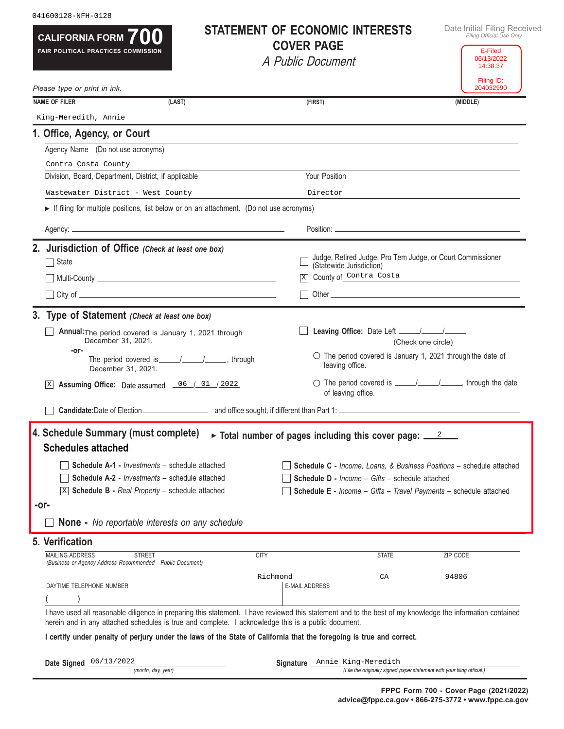041600128-NFH-0128

**CALIFORNIA FORM 700**
**FAIR POLITICAL PRACTICES COMMISSION**

# STATEMENT OF ECONOMIC INTERESTS
## COVER PAGE
*A Public Document*

Date Initial Filing Received
*Filing Official Use Only*

E-Filed
06/13/2022
14:38:37

Filing ID:
204032990

*Please type or print in ink.*

| NAME OF FILER (LAST) | (FIRST) | (MIDDLE) |
|---|---|---|
| King-Meredith, Annie | | |

## 1. Office, Agency, or Court

Agency Name (Do not use acronyms)

Contra Costa County

| Division, Board, Department, District, if applicable | Your Position |
|---|---|
| Wastewater District - West County | Director |

► If filing for multiple positions, list below or on an attachment. (Do not use acronyms)

Agency: ______________________ Position: ______________________

## 2. Jurisdiction of Office *(Check at least one box)*

- ☐ State
- ☐ Judge, Retired Judge, Pro Tem Judge, or Court Commissioner (Statewide Jurisdiction)
- ☐ Multi-County ______________________
- ☒ County of Contra Costa
- ☐ City of ______________________
- ☐ Other ______________________

## 3. Type of Statement *(Check at least one box)*

- ☐ **Annual:** The period covered is January 1, 2021 through December 31, 2021.
  -or-
  The period covered is ___/___/___, through December 31, 2021.
- ☒ **Assuming Office:** Date assumed 06 / 01 / 2022
- ☐ **Leaving Office:** Date Left ___/___/___
  (Check one circle)
  - ○ The period covered is January 1, 2021 through the date of leaving office.
  - ○ The period covered is ___/___/___, through the date of leaving office.
- ☐ **Candidate:** Date of Election ________ and office sought, if different than Part 1: ________

## 4. Schedule Summary (must complete) ► Total number of pages including this cover page: 2

### Schedules attached

- ☐ **Schedule A-1 -** *Investments* – schedule attached
- ☐ **Schedule A-2 -** *Investments* – schedule attached
- ☒ **Schedule B -** *Real Property* – schedule attached
- ☐ **Schedule C -** *Income, Loans, & Business Positions* – schedule attached
- ☐ **Schedule D -** *Income – Gifts* – schedule attached
- ☐ **Schedule E -** *Income – Gifts – Travel Payments* – schedule attached

**-or-**

☐ **None -** *No reportable interests on any schedule*

## 5. Verification

| MAILING ADDRESS STREET *(Business or Agency Address Recommended - Public Document)* | CITY | STATE | ZIP CODE |
|---|---|---|---|
| | Richmond | CA | 94806 |

| DAYTIME TELEPHONE NUMBER | E-MAIL ADDRESS |
|---|---|
| ( ) | |

I have used all reasonable diligence in preparing this statement. I have reviewed this statement and to the best of my knowledge the information contained herein and in any attached schedules is true and complete. I acknowledge this is a public document.

**I certify under penalty of perjury under the laws of the State of California that the foregoing is true and correct.**

**Date Signed** 06/13/2022 *(month, day, year)*

**Signature** Annie King-Meredith *(File the originally signed paper statement with your filing official.)*

**FPPC Form 700 - Cover Page (2021/2022)**
**advice@fppc.ca.gov • 866-275-3772 • www.fppc.ca.gov**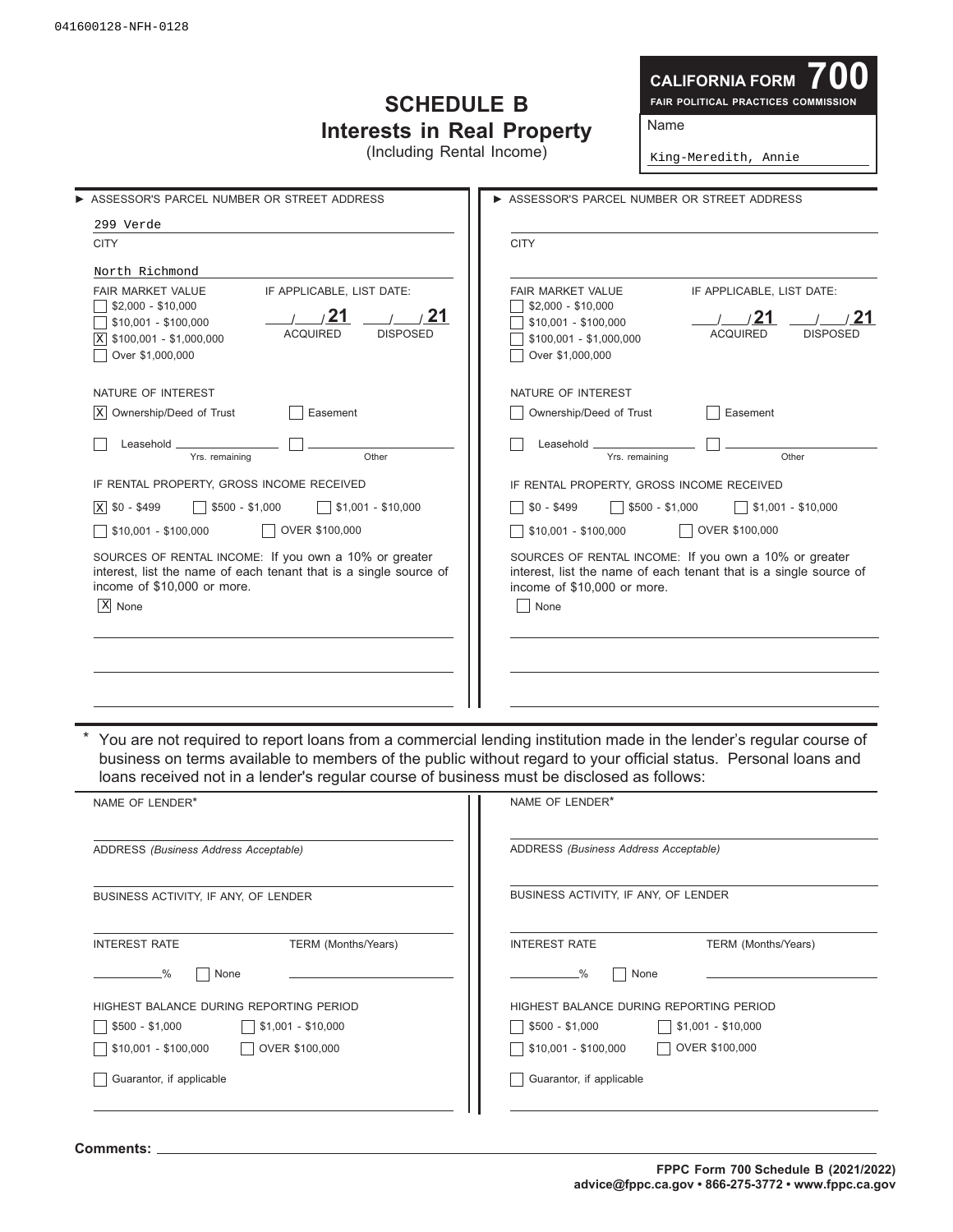041600128-NFH-0128

## SCHEDULE B
## Interests in Real Property
(Including Rental Income)

**CALIFORNIA FORM 700**
FAIR POLITICAL PRACTICES COMMISSION

Name: King-Meredith, Annie

---

**ASSESSOR'S PARCEL NUMBER OR STREET ADDRESS**

299 Verde

CITY

North Richmond

FAIR MARKET VALUE
- [ ] $2,000 - $10,000
- [ ] $10,001 - $100,000
- [X] $100,001 - $1,000,000
- [ ] Over $1,000,000

IF APPLICABLE, LIST DATE:
__/__/21 ACQUIRED __/__/21 DISPOSED

NATURE OF INTEREST
- [X] Ownership/Deed of Trust
- [ ] Easement
- [ ] Leasehold ______ Yrs. remaining
- [ ] ______ Other

IF RENTAL PROPERTY, GROSS INCOME RECEIVED
- [X] $0 - $499
- [ ] $500 - $1,000
- [ ] $1,001 - $10,000
- [ ] $10,001 - $100,000
- [ ] OVER $100,000

SOURCES OF RENTAL INCOME: If you own a 10% or greater interest, list the name of each tenant that is a single source of income of $10,000 or more.
- [X] None

---

**ASSESSOR'S PARCEL NUMBER OR STREET ADDRESS**

CITY

FAIR MARKET VALUE
- [ ] $2,000 - $10,000
- [ ] $10,001 - $100,000
- [ ] $100,001 - $1,000,000
- [ ] Over $1,000,000

IF APPLICABLE, LIST DATE:
__/__/21 ACQUIRED __/__/21 DISPOSED

NATURE OF INTEREST
- [ ] Ownership/Deed of Trust
- [ ] Easement
- [ ] Leasehold ______ Yrs. remaining
- [ ] ______ Other

IF RENTAL PROPERTY, GROSS INCOME RECEIVED
- [ ] $0 - $499
- [ ] $500 - $1,000
- [ ] $1,001 - $10,000
- [ ] $10,001 - $100,000
- [ ] OVER $100,000

SOURCES OF RENTAL INCOME: If you own a 10% or greater interest, list the name of each tenant that is a single source of income of $10,000 or more.
- [ ] None

---

\* You are not required to report loans from a commercial lending institution made in the lender's regular course of business on terms available to members of the public without regard to your official status. Personal loans and loans received not in a lender's regular course of business must be disclosed as follows:

NAME OF LENDER*

ADDRESS *(Business Address Acceptable)*

BUSINESS ACTIVITY, IF ANY, OF LENDER

INTEREST RATE ______% [ ] None

TERM (Months/Years)

HIGHEST BALANCE DURING REPORTING PERIOD
- [ ] $500 - $1,000
- [ ] $1,001 - $10,000
- [ ] $10,001 - $100,000
- [ ] OVER $100,000

- [ ] Guarantor, if applicable

---

NAME OF LENDER*

ADDRESS *(Business Address Acceptable)*

BUSINESS ACTIVITY, IF ANY, OF LENDER

INTEREST RATE ______% [ ] None

TERM (Months/Years)

HIGHEST BALANCE DURING REPORTING PERIOD
- [ ] $500 - $1,000
- [ ] $1,001 - $10,000
- [ ] $10,001 - $100,000
- [ ] OVER $100,000

- [ ] Guarantor, if applicable

---

**Comments:**

**FPPC Form 700 Schedule B (2021/2022)**
**advice@fppc.ca.gov • 866-275-3772 • www.fppc.ca.gov**